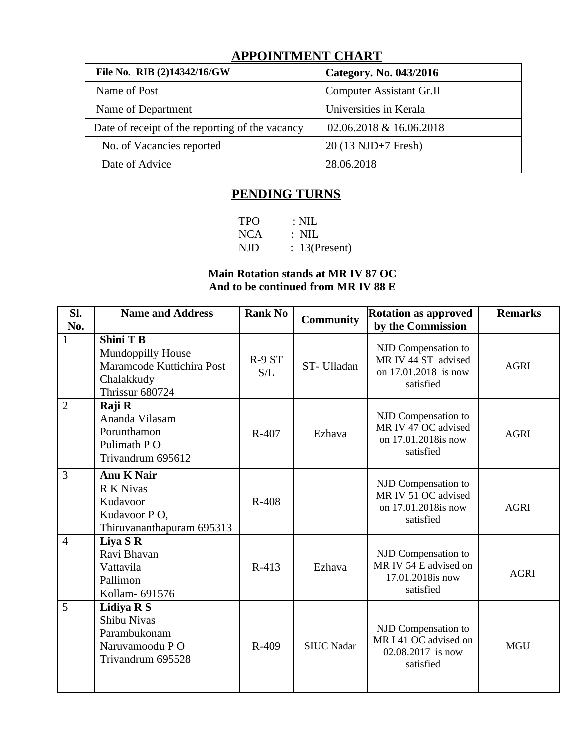## APPOINTMENT CHART

| File No. RIB (2)14342/16/GW | Category. No. 043/2016 |
|---|---|
| Name of Post | Computer Assistant Gr.II |
| Name of Department | Universities in Kerala |
| Date of receipt of the reporting of the vacancy | 02.06.2018 & 16.06.2018 |
| No. of Vacancies reported | 20 (13 NJD+7 Fresh) |
| Date of Advice | 28.06.2018 |

## PENDING TURNS

TPO : NIL
NCA : NIL
NJD : 13(Present)

**Main Rotation stands at MR IV 87 OC**
**And to be continued from MR IV 88 E**

| Sl. No. | Name and Address | Rank No | Community | Rotation as approved by the Commission | Remarks |
|---|---|---|---|---|---|
| 1 | **Shini T B**<br>Mundoppilly House<br>Maramcode Kuttichira Post<br>Chalakkudy<br>Thrissur 680724 | R-9 ST S/L | ST- Ulladan | NJD Compensation to MR IV 44 ST advised on 17.01.2018 is now satisfied | AGRI |
| 2 | **Raji R**<br>Ananda Vilasam<br>Porunthamon<br>Pulimath P O<br>Trivandrum 695612 | R-407 | Ezhava | NJD Compensation to MR IV 47 OC advised on 17.01.2018is now satisfied | AGRI |
| 3 | **Anu K Nair**<br>R K Nivas<br>Kudavoor<br>Kudavoor P O,<br>Thiruvananthapuram 695313 | R-408 | | NJD Compensation to MR IV 51 OC advised on 17.01.2018is now satisfied | AGRI |
| 4 | **Liya S R**<br>Ravi Bhavan<br>Vattavila<br>Pallimon<br>Kollam- 691576 | R-413 | Ezhava | NJD Compensation to MR IV 54 E advised on 17.01.2018is now satisfied | AGRI |
| 5 | **Lidiya R S**<br>Shibu Nivas<br>Parambukonam<br>Naruvamoodu P O<br>Trivandrum 695528 | R-409 | SIUC Nadar | NJD Compensation to MR I 41 OC advised on 02.08.2017 is now satisfied | MGU |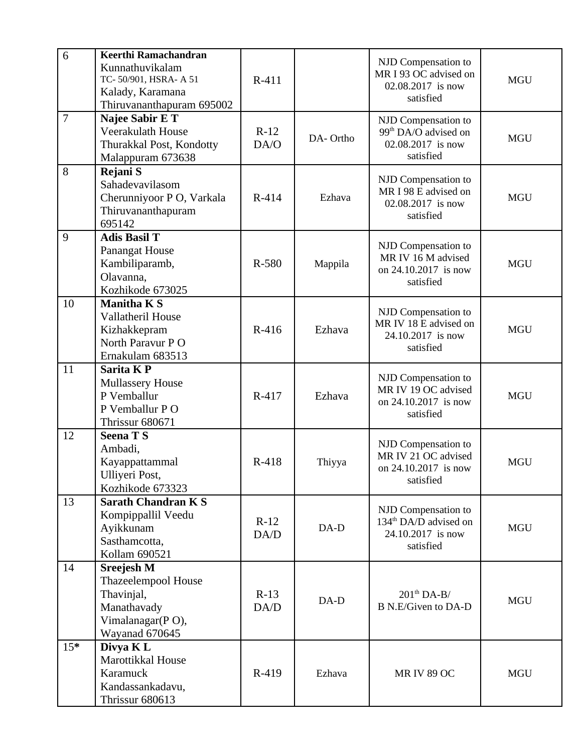| 6 | **Keerthi Ramachandran** Kunnathuvikalam TC- 50/901, HSRA- A 51 Kalady, Karamana Thiruvananthapuram 695002 | R-411 | | NJD Compensation to MR I 93 OC advised on 02.08.2017 is now satisfied | MGU |
|---|---|---|---|---|---|
| 7 | **Najee Sabir E T** Veerakulath House Thurakkal Post, Kondotty Malappuram 673638 | R-12 DA/O | DA- Ortho | NJD Compensation to 99th DA/O advised on 02.08.2017 is now satisfied | MGU |
| 8 | **Rejani S** Sahadevavilasom Cherunniyoor P O, Varkala Thiruvananthapuram 695142 | R-414 | Ezhava | NJD Compensation to MR I 98 E advised on 02.08.2017 is now satisfied | MGU |
| 9 | **Adis Basil T** Panangat House Kambiliparamb, Olavanna, Kozhikode 673025 | R-580 | Mappila | NJD Compensation to MR IV 16 M advised on 24.10.2017 is now satisfied | MGU |
| 10 | **Manitha K S** Vallatheril House Kizhakkepram North Paravur P O Ernakulam 683513 | R-416 | Ezhava | NJD Compensation to MR IV 18 E advised on 24.10.2017 is now satisfied | MGU |
| 11 | **Sarita K P** Mullassery House P Vemballur P Vemballur P O Thrissur 680671 | R-417 | Ezhava | NJD Compensation to MR IV 19 OC advised on 24.10.2017 is now satisfied | MGU |
| 12 | **Seena T S** Ambadi, Kayappattammal Ulliyeri Post, Kozhikode 673323 | R-418 | Thiyya | NJD Compensation to MR IV 21 OC advised on 24.10.2017 is now satisfied | MGU |
| 13 | **Sarath Chandran K S** Kompippallil Veedu Ayikkunam Sasthamcotta, Kollam 690521 | R-12 DA/D | DA-D | NJD Compensation to 134th DA/D advised on 24.10.2017 is now satisfied | MGU |
| 14 | **Sreejesh M** Thazeelempool House Thavinjal, Manathavady Vimalanagar(P O), Wayanad 670645 | R-13 DA/D | DA-D | 201th DA-B/ B N.E/Given to DA-D | MGU |
| 15* | **Divya K L** Marottikkal House Karamuck Kandassankadavu, Thrissur 680613 | R-419 | Ezhava | MR IV 89 OC | MGU |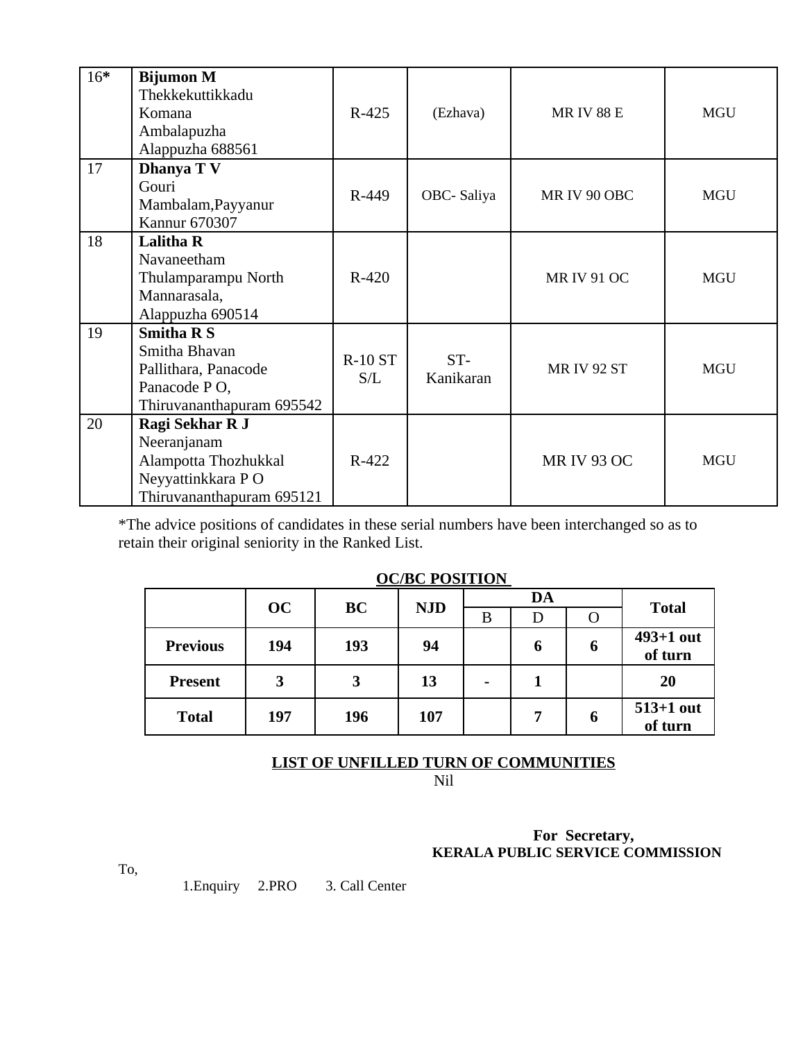| | | | | | |
|---|---|---|---|---|---|
| 16* | **Bijumon M**<br>Thekkekuttikkadu<br>Komana<br>Ambalapuzha<br>Alappuzha 688561 | R-425 | (Ezhava) | MR IV 88 E | MGU |
| 17 | **Dhanya T V**<br>Gouri<br>Mambalam,Payyanur<br>Kannur 670307 | R-449 | OBC- Saliya | MR IV 90 OBC | MGU |
| 18 | **Lalitha R**<br>Navaneetham<br>Thulamparampu North<br>Mannarasala,<br>Alappuzha 690514 | R-420 | | MR IV 91 OC | MGU |
| 19 | **Smitha R S**<br>Smitha Bhavan<br>Pallithara, Panacode<br>Panacode P O,<br>Thiruvananthapuram 695542 | R-10 ST S/L | ST-Kanikaran | MR IV 92 ST | MGU |
| 20 | **Ragi Sekhar R J**<br>Neeranjanam<br>Alampotta Thozhukkal<br>Neyyattinkkara P O<br>Thiruvananthapuram 695121 | R-422 | | MR IV 93 OC | MGU |

*The advice positions of candidates in these serial numbers have been interchanged so as to retain their original seniority in the Ranked List.

**OC/BC POSITION**

| | OC | BC | NJD | DA | | | Total |
|---|---|---|---|---|---|---|---|
| | | | | B | D | O | |
| **Previous** | **194** | **193** | **94** | | **6** | **6** | **493+1 out of turn** |
| **Present** | **3** | **3** | **13** | **-** | **1** | | **20** |
| **Total** | **197** | **196** | **107** | | **7** | **6** | **513+1 out of turn** |

**LIST OF UNFILLED TURN OF COMMUNITIES**

Nil

**For Secretary,**
**KERALA PUBLIC SERVICE COMMISSION**

To,

1.Enquiry 2.PRO 3. Call Center